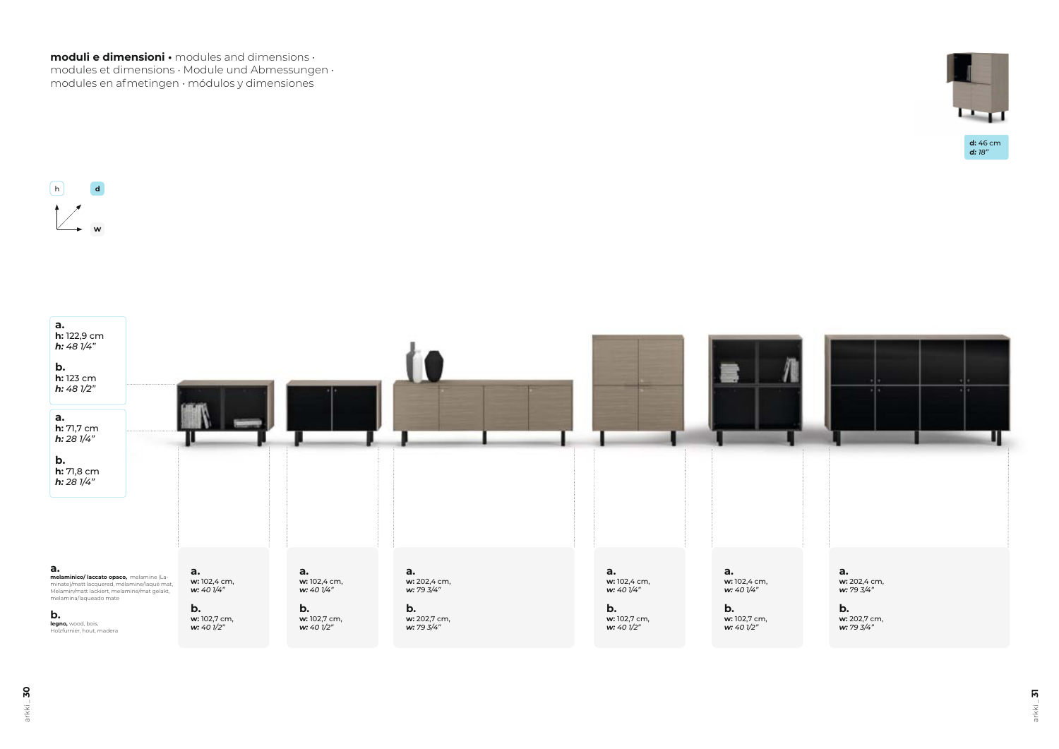**moduli e dimensioni** • modules and dimensions · modules et dimensions · Module und Abmessungen · modules en afmetingen · módulos y dimensiones

**d:** 46 cm
***d:** 18"*

h d w

**a.**
**h:** 122,9 cm
***h:** 48 1/4"*

**b.**
**h:** 123 cm
***h:** 48 1/2"*

**a.**
**h:** 71,7 cm
***h:** 28 1/4"*

**b.**
**h:** 71,8 cm
***h:** 28 1/4"*

**a.**
**melaminico/ laccato opaco,** melamine (Laminate)/matt lacquered, mélamine/laqué mat, Melamin/matt lackiert, melamine/mat gelakt, melamina/laqueado mate

**b.**
**legno,** wood, bois, Holzfurnier, hout, madera

| | | | | | |
|---|---|---|---|---|---|
| **a.** **w:** 102,4 cm, ***w:** 40 1/4"* | **a.** **w:** 102,4 cm, ***w:** 40 1/4"* | **a.** **w:** 202,4 cm, ***w:** 79 3/4"* | **a.** **w:** 102,4 cm, ***w:** 40 1/4"* | **a.** **w:** 102,4 cm, ***w:** 40 1/4"* | **a.** **w:** 202,4 cm, ***w:** 79 3/4"* |
| **b.** **w:** 102,7 cm, ***w:** 40 1/2"* | **b.** **w:** 102,7 cm, ***w:** 40 1/2"* | **b.** **w:** 202,7 cm, ***w:** 79 3/4"* | **b.** **w:** 102,7 cm, ***w:** 40 1/2"* | **b.** **w:** 102,7 cm, ***w:** 40 1/2"* | **b.** **w:** 202,7 cm, ***w:** 79 3/4"* |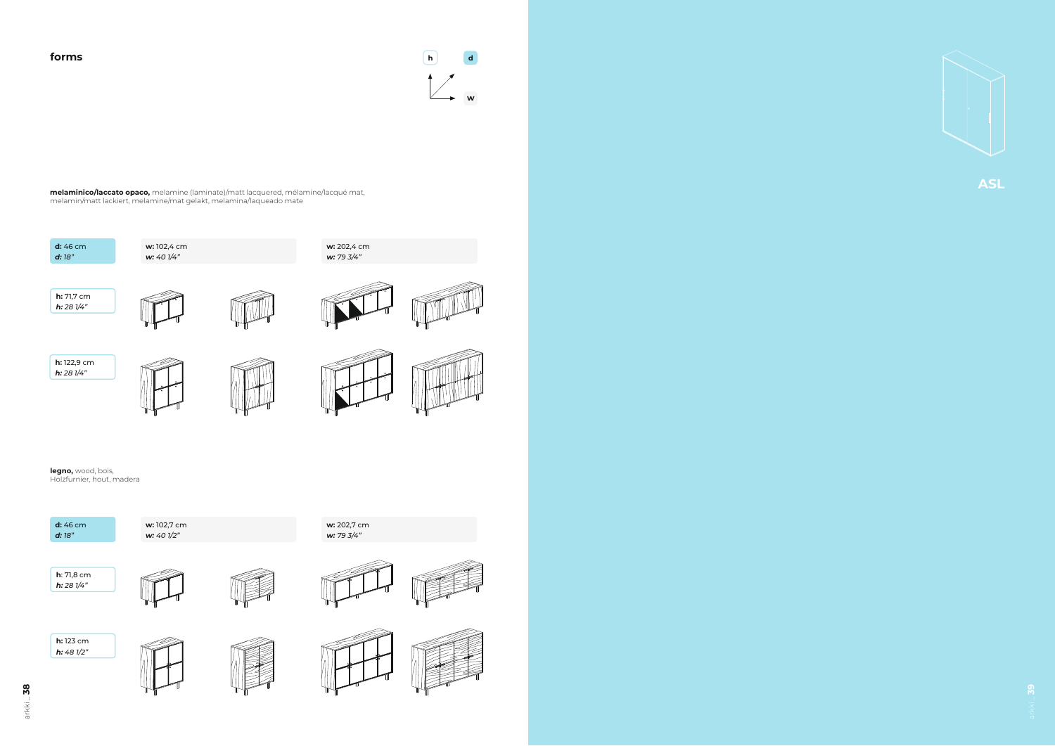## forms

h d w

**melaminico/laccato opaco,** melamine (laminate)/matt lacquered, mélamine/lacqué mat, melamin/matt lackiert, melamine/mat gelakt, melamina/laqueado mate

| | | |
|---|---|---|
| **d:** 46 cm<br>***d:*** *18"* | **w:** 102,4 cm<br>***w:*** *40 1/4"* | **w:** 202,4 cm<br>***w:*** *79 3/4"* |
| **h:** 71,7 cm<br>***h:*** *28 1/4"* | | |
| **h:** 122,9 cm<br>***h:*** *28 1/4"* | | |

**legno,** wood, bois, Holzfurnier, hout, madera

| | | |
|---|---|---|
| **d:** 46 cm<br>***d:*** *18"* | **w:** 102,7 cm<br>***w:*** *40 1/2"* | **w:** 202,7 cm<br>***w:*** *79 3/4"* |
| **h:** 71,8 cm<br>***h:*** *28 1/4"* | | |
| **h:** 123 cm<br>***h:*** *48 1/2"* | | |

# ASL